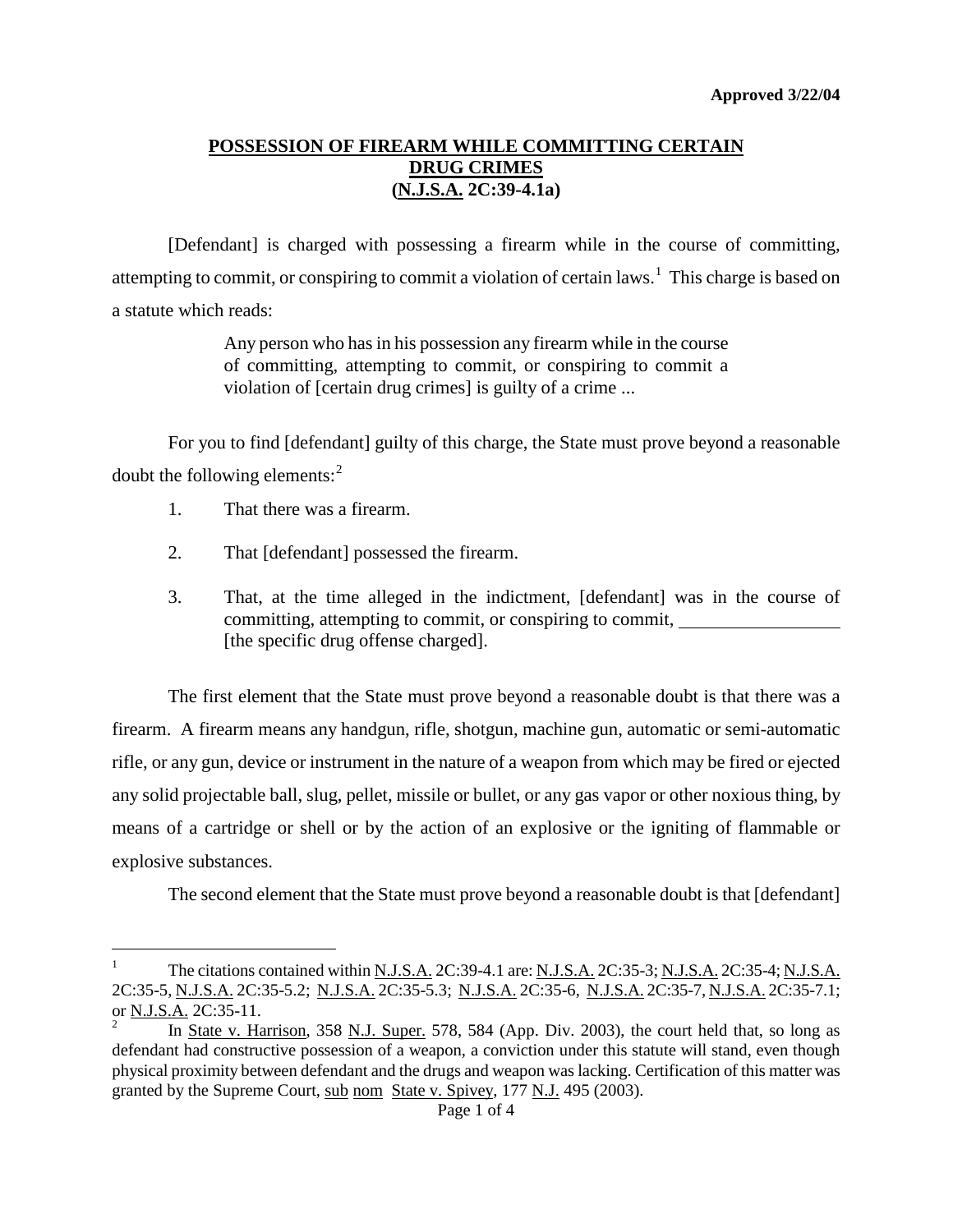**Approved 3/22/04**

# POSSESSION OF FIREARM WHILE COMMITTING CERTAIN DRUG CRIMES (N.J.S.A. 2C:39-4.1a)

[Defendant] is charged with possessing a firearm while in the course of committing, attempting to commit, or conspiring to commit a violation of certain laws.[1] This charge is based on a statute which reads:

> Any person who has in his possession any firearm while in the course of committing, attempting to commit, or conspiring to commit a violation of [certain drug crimes] is guilty of a crime ...

For you to find [defendant] guilty of this charge, the State must prove beyond a reasonable doubt the following elements:[2]

1. That there was a firearm.
2. That [defendant] possessed the firearm.
3. That, at the time alleged in the indictment, [defendant] was in the course of committing, attempting to commit, or conspiring to commit, ________________ [the specific drug offense charged].

The first element that the State must prove beyond a reasonable doubt is that there was a firearm. A firearm means any handgun, rifle, shotgun, machine gun, automatic or semi-automatic rifle, or any gun, device or instrument in the nature of a weapon from which may be fired or ejected any solid projectable ball, slug, pellet, missile or bullet, or any gas vapor or other noxious thing, by means of a cartridge or shell or by the action of an explosive or the igniting of flammable or explosive substances.

The second element that the State must prove beyond a reasonable doubt is that [defendant]

---

[1] The citations contained within N.J.S.A. 2C:39-4.1 are: N.J.S.A. 2C:35-3; N.J.S.A. 2C:35-4; N.J.S.A. 2C:35-5, N.J.S.A. 2C:35-5.2; N.J.S.A. 2C:35-5.3; N.J.S.A. 2C:35-6, N.J.S.A. 2C:35-7, N.J.S.A. 2C:35-7.1; or N.J.S.A. 2C:35-11.

[2] In State v. Harrison, 358 N.J. Super. 578, 584 (App. Div. 2003), the court held that, so long as defendant had constructive possession of a weapon, a conviction under this statute will stand, even though physical proximity between defendant and the drugs and weapon was lacking. Certification of this matter was granted by the Supreme Court, sub nom State v. Spivey, 177 N.J. 495 (2003).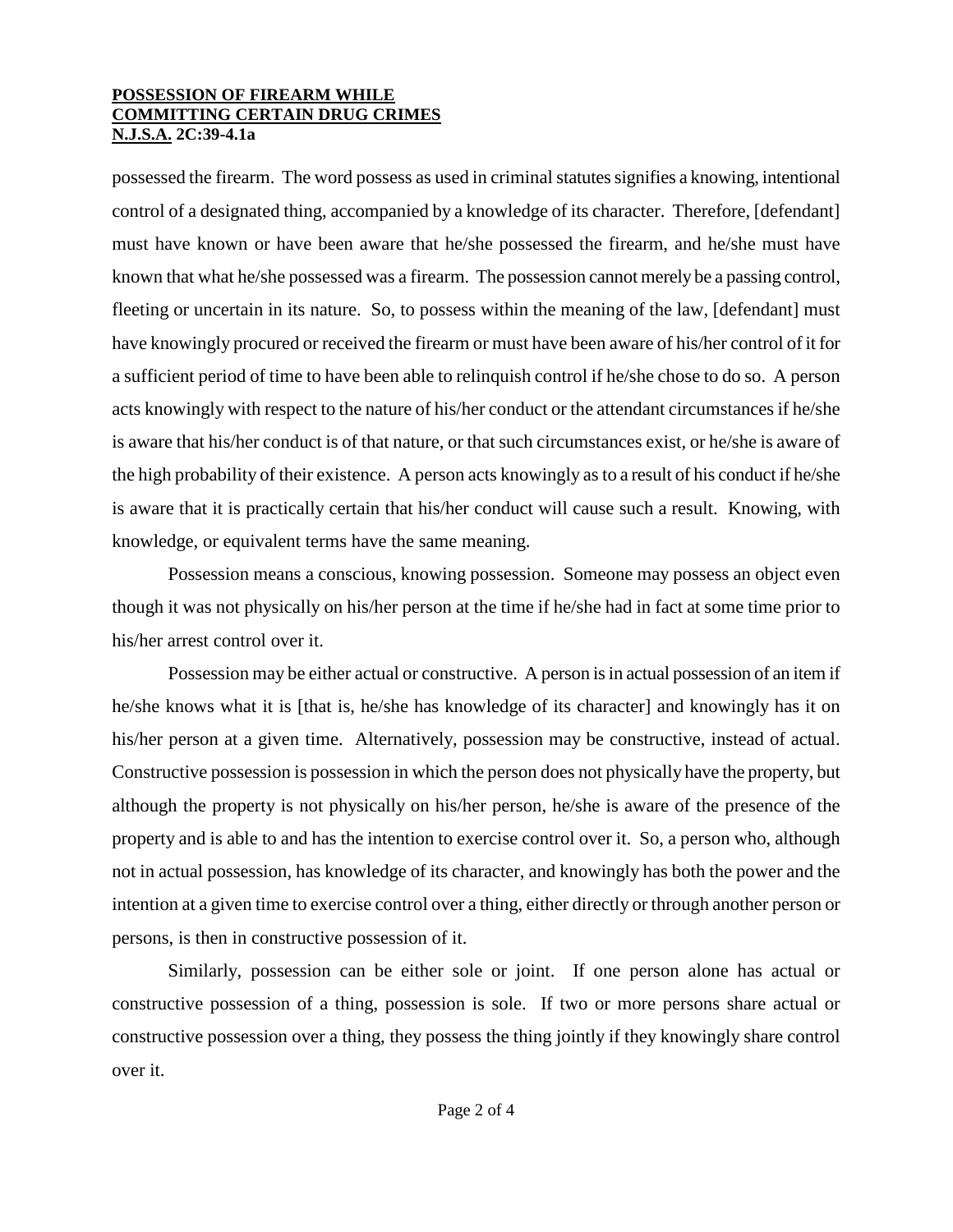possessed the firearm. The word possess as used in criminal statutes signifies a knowing, intentional control of a designated thing, accompanied by a knowledge of its character. Therefore, [defendant] must have known or have been aware that he/she possessed the firearm, and he/she must have known that what he/she possessed was a firearm. The possession cannot merely be a passing control, fleeting or uncertain in its nature. So, to possess within the meaning of the law, [defendant] must have knowingly procured or received the firearm or must have been aware of his/her control of it for a sufficient period of time to have been able to relinquish control if he/she chose to do so. A person acts knowingly with respect to the nature of his/her conduct or the attendant circumstances if he/she is aware that his/her conduct is of that nature, or that such circumstances exist, or he/she is aware of the high probability of their existence. A person acts knowingly as to a result of his conduct if he/she is aware that it is practically certain that his/her conduct will cause such a result. Knowing, with knowledge, or equivalent terms have the same meaning.

Possession means a conscious, knowing possession. Someone may possess an object even though it was not physically on his/her person at the time if he/she had in fact at some time prior to his/her arrest control over it.

Possession may be either actual or constructive. A person is in actual possession of an item if he/she knows what it is [that is, he/she has knowledge of its character] and knowingly has it on his/her person at a given time. Alternatively, possession may be constructive, instead of actual. Constructive possession is possession in which the person does not physically have the property, but although the property is not physically on his/her person, he/she is aware of the presence of the property and is able to and has the intention to exercise control over it. So, a person who, although not in actual possession, has knowledge of its character, and knowingly has both the power and the intention at a given time to exercise control over a thing, either directly or through another person or persons, is then in constructive possession of it.

Similarly, possession can be either sole or joint. If one person alone has actual or constructive possession of a thing, possession is sole. If two or more persons share actual or constructive possession over a thing, they possess the thing jointly if they knowingly share control over it.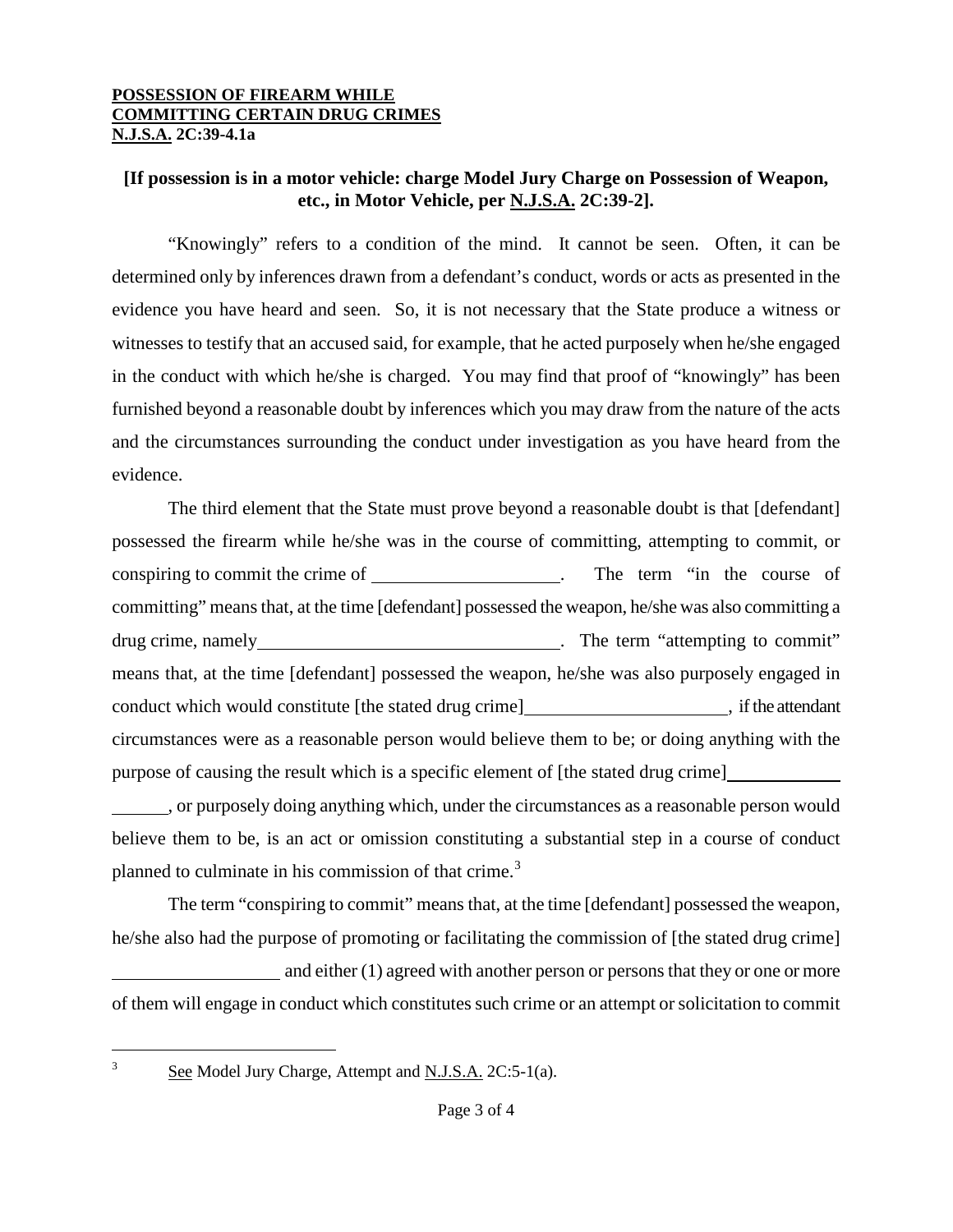**POSSESSION OF FIREARM WHILE COMMITTING CERTAIN DRUG CRIMES**
**N.J.S.A. 2C:39-4.1a**

**[If possession is in a motor vehicle: charge Model Jury Charge on Possession of Weapon, etc., in Motor Vehicle, per N.J.S.A. 2C:39-2].**

"Knowingly" refers to a condition of the mind. It cannot be seen. Often, it can be determined only by inferences drawn from a defendant's conduct, words or acts as presented in the evidence you have heard and seen. So, it is not necessary that the State produce a witness or witnesses to testify that an accused said, for example, that he acted purposely when he/she engaged in the conduct with which he/she is charged. You may find that proof of "knowingly" has been furnished beyond a reasonable doubt by inferences which you may draw from the nature of the acts and the circumstances surrounding the conduct under investigation as you have heard from the evidence.

The third element that the State must prove beyond a reasonable doubt is that [defendant] possessed the firearm while he/she was in the course of committing, attempting to commit, or conspiring to commit the crime of ____________________. The term "in the course of committing" means that, at the time [defendant] possessed the weapon, he/she was also committing a drug crime, namely________________________________. The term "attempting to commit" means that, at the time [defendant] possessed the weapon, he/she was also purposely engaged in conduct which would constitute [the stated drug crime]_____________________, if the attendant circumstances were as a reasonable person would believe them to be; or doing anything with the purpose of causing the result which is a specific element of [the stated drug crime]________________, or purposely doing anything which, under the circumstances as a reasonable person would believe them to be, is an act or omission constituting a substantial step in a course of conduct planned to culminate in his commission of that crime.[3]

The term "conspiring to commit" means that, at the time [defendant] possessed the weapon, he/she also had the purpose of promoting or facilitating the commission of [the stated drug crime] __________________ and either (1) agreed with another person or persons that they or one or more of them will engage in conduct which constitutes such crime or an attempt or solicitation to commit

---

[3] See Model Jury Charge, Attempt and N.J.S.A. 2C:5-1(a).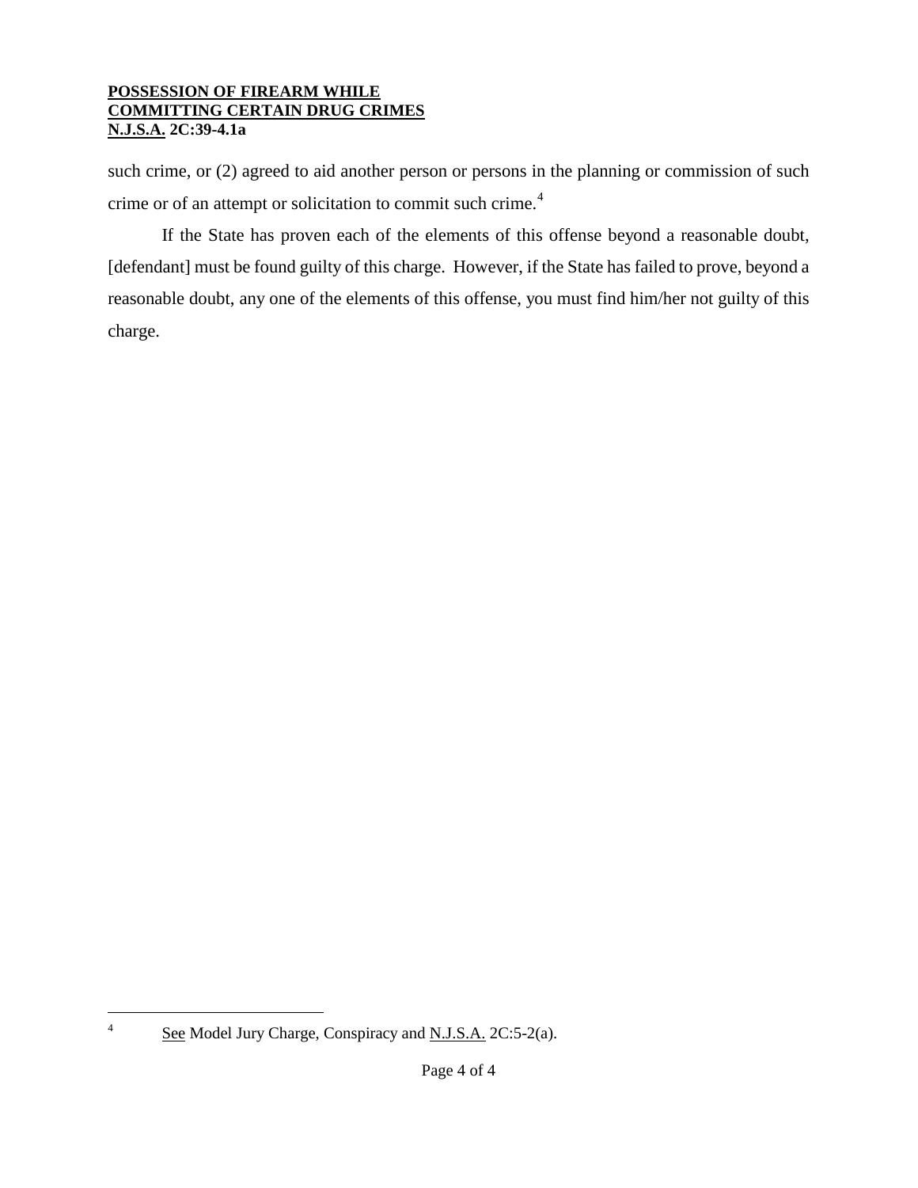such crime, or (2) agreed to aid another person or persons in the planning or commission of such crime or of an attempt or solicitation to commit such crime.[4]

If the State has proven each of the elements of this offense beyond a reasonable doubt, [defendant] must be found guilty of this charge. However, if the State has failed to prove, beyond a reasonable doubt, any one of the elements of this offense, you must find him/her not guilty of this charge.

---

[4] See Model Jury Charge, Conspiracy and N.J.S.A. 2C:5-2(a).